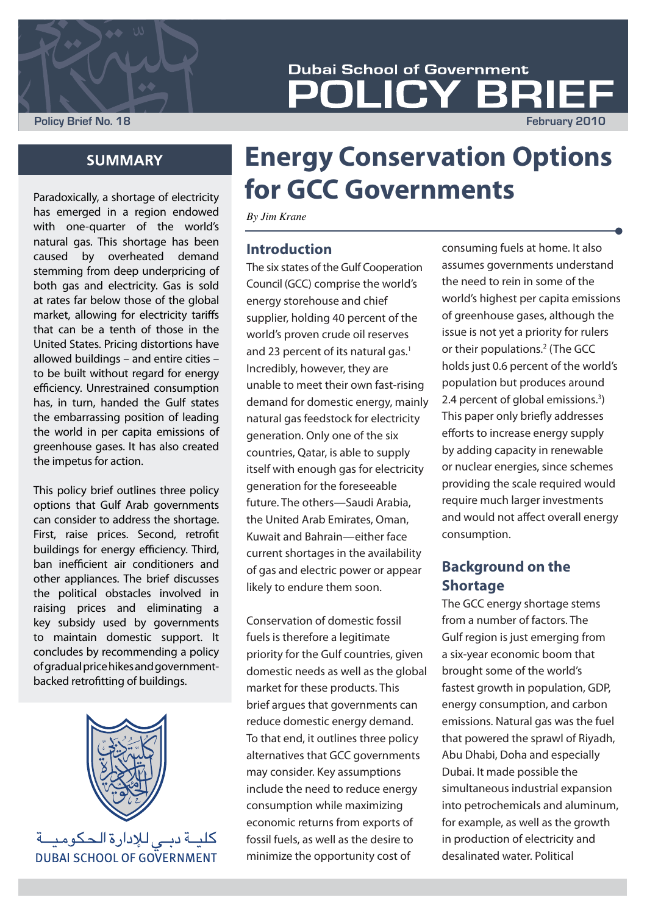Dubai School of Government

# POLICY BRIEF

Policy Brief No. 18

February 2010

## SUMMARY

Paradoxically, a shortage of electricity has emerged in a region endowed with one-quarter of the world's natural gas. This shortage has been caused by overheated demand stemming from deep underpricing of both gas and electricity. Gas is sold at rates far below those of the global market, allowing for electricity tariffs that can be a tenth of those in the United States. Pricing distortions have allowed buildings – and entire cities – to be built without regard for energy efficiency. Unrestrained consumption has, in turn, handed the Gulf states the embarrassing position of leading the world in per capita emissions of greenhouse gases. It has also created the impetus for action.

This policy brief outlines three policy options that Gulf Arab governments can consider to address the shortage. First, raise prices. Second, retrofit buildings for energy efficiency. Third, ban inefficient air conditioners and other appliances. The brief discusses the political obstacles involved in raising prices and eliminating a key subsidy used by governments to maintain domestic support. It concludes by recommending a policy of gradual price hikes and government-backed retrofitting of buildings.

كليـة دبـي للإدارة الحكوميـة
DUBAI SCHOOL OF GOVERNMENT

# Energy Conservation Options for GCC Governments

*By Jim Krane*

## Introduction

The six states of the Gulf Cooperation Council (GCC) comprise the world's energy storehouse and chief supplier, holding 40 percent of the world's proven crude oil reserves and 23 percent of its natural gas.[1] Incredibly, however, they are unable to meet their own fast-rising demand for domestic energy, mainly natural gas feedstock for electricity generation. Only one of the six countries, Qatar, is able to supply itself with enough gas for electricity generation for the foreseeable future. The others—Saudi Arabia, the United Arab Emirates, Oman, Kuwait and Bahrain—either face current shortages in the availability of gas and electric power or appear likely to endure them soon.

Conservation of domestic fossil fuels is therefore a legitimate priority for the Gulf countries, given domestic needs as well as the global market for these products. This brief argues that governments can reduce domestic energy demand. To that end, it outlines three policy alternatives that GCC governments may consider. Key assumptions include the need to reduce energy consumption while maximizing economic returns from exports of fossil fuels, as well as the desire to minimize the opportunity cost of consuming fuels at home. It also assumes governments understand the need to rein in some of the world's highest per capita emissions of greenhouse gases, although the issue is not yet a priority for rulers or their populations.[2] (The GCC holds just 0.6 percent of the world's population but produces around 2.4 percent of global emissions.[3]) This paper only briefly addresses efforts to increase energy supply by adding capacity in renewable or nuclear energies, since schemes providing the scale required would require much larger investments and would not affect overall energy consumption.

## Background on the Shortage

The GCC energy shortage stems from a number of factors. The Gulf region is just emerging from a six-year economic boom that brought some of the world's fastest growth in population, GDP, energy consumption, and carbon emissions. Natural gas was the fuel that powered the sprawl of Riyadh, Abu Dhabi, Doha and especially Dubai. It made possible the simultaneous industrial expansion into petrochemicals and aluminum, for example, as well as the growth in production of electricity and desalinated water. Political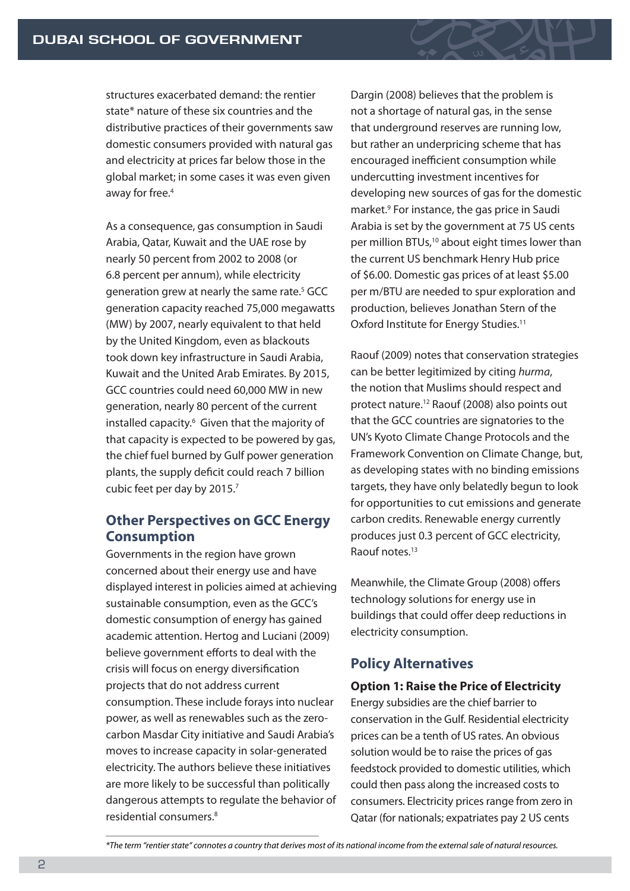structures exacerbated demand: the rentier state* nature of these six countries and the distributive practices of their governments saw domestic consumers provided with natural gas and electricity at prices far below those in the global market; in some cases it was even given away for free.[4]

As a consequence, gas consumption in Saudi Arabia, Qatar, Kuwait and the UAE rose by nearly 50 percent from 2002 to 2008 (or 6.8 percent per annum), while electricity generation grew at nearly the same rate.[5] GCC generation capacity reached 75,000 megawatts (MW) by 2007, nearly equivalent to that held by the United Kingdom, even as blackouts took down key infrastructure in Saudi Arabia, Kuwait and the United Arab Emirates. By 2015, GCC countries could need 60,000 MW in new generation, nearly 80 percent of the current installed capacity.[6] Given that the majority of that capacity is expected to be powered by gas, the chief fuel burned by Gulf power generation plants, the supply deficit could reach 7 billion cubic feet per day by 2015.[7]

## Other Perspectives on GCC Energy Consumption

Governments in the region have grown concerned about their energy use and have displayed interest in policies aimed at achieving sustainable consumption, even as the GCC's domestic consumption of energy has gained academic attention. Hertog and Luciani (2009) believe government efforts to deal with the crisis will focus on energy diversification projects that do not address current consumption. These include forays into nuclear power, as well as renewables such as the zero-carbon Masdar City initiative and Saudi Arabia's moves to increase capacity in solar-generated electricity. The authors believe these initiatives are more likely to be successful than politically dangerous attempts to regulate the behavior of residential consumers.[8]

Dargin (2008) believes that the problem is not a shortage of natural gas, in the sense that underground reserves are running low, but rather an underpricing scheme that has encouraged inefficient consumption while undercutting investment incentives for developing new sources of gas for the domestic market.[9] For instance, the gas price in Saudi Arabia is set by the government at 75 US cents per million BTUs,[10] about eight times lower than the current US benchmark Henry Hub price of $6.00. Domestic gas prices of at least $5.00 per m/BTU are needed to spur exploration and production, believes Jonathan Stern of the Oxford Institute for Energy Studies.[11]

Raouf (2009) notes that conservation strategies can be better legitimized by citing *hurma*, the notion that Muslims should respect and protect nature.[12] Raouf (2008) also points out that the GCC countries are signatories to the UN's Kyoto Climate Change Protocols and the Framework Convention on Climate Change, but, as developing states with no binding emissions targets, they have only belatedly begun to look for opportunities to cut emissions and generate carbon credits. Renewable energy currently produces just 0.3 percent of GCC electricity, Raouf notes.[13]

Meanwhile, the Climate Group (2008) offers technology solutions for energy use in buildings that could offer deep reductions in electricity consumption.

## Policy Alternatives

### Option 1: Raise the Price of Electricity

Energy subsidies are the chief barrier to conservation in the Gulf. Residential electricity prices can be a tenth of US rates. An obvious solution would be to raise the prices of gas feedstock provided to domestic utilities, which could then pass along the increased costs to consumers. Electricity prices range from zero in Qatar (for nationals; expatriates pay 2 US cents

*\*The term "rentier state" connotes a country that derives most of its national income from the external sale of natural resources.*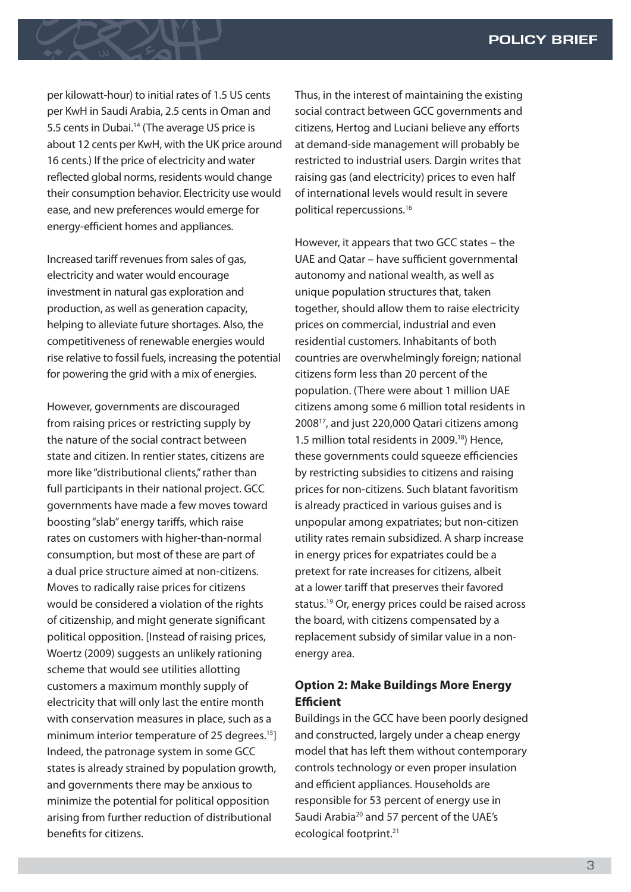per kilowatt-hour) to initial rates of 1.5 US cents per KwH in Saudi Arabia, 2.5 cents in Oman and 5.5 cents in Dubai.[14] (The average US price is about 12 cents per KwH, with the UK price around 16 cents.) If the price of electricity and water reflected global norms, residents would change their consumption behavior. Electricity use would ease, and new preferences would emerge for energy-efficient homes and appliances.

Increased tariff revenues from sales of gas, electricity and water would encourage investment in natural gas exploration and production, as well as generation capacity, helping to alleviate future shortages. Also, the competitiveness of renewable energies would rise relative to fossil fuels, increasing the potential for powering the grid with a mix of energies.

However, governments are discouraged from raising prices or restricting supply by the nature of the social contract between state and citizen. In rentier states, citizens are more like "distributional clients," rather than full participants in their national project. GCC governments have made a few moves toward boosting "slab" energy tariffs, which raise rates on customers with higher-than-normal consumption, but most of these are part of a dual price structure aimed at non-citizens. Moves to radically raise prices for citizens would be considered a violation of the rights of citizenship, and might generate significant political opposition. [Instead of raising prices, Woertz (2009) suggests an unlikely rationing scheme that would see utilities allotting customers a maximum monthly supply of electricity that will only last the entire month with conservation measures in place, such as a minimum interior temperature of 25 degrees.[15]] Indeed, the patronage system in some GCC states is already strained by population growth, and governments there may be anxious to minimize the potential for political opposition arising from further reduction of distributional benefits for citizens.

Thus, in the interest of maintaining the existing social contract between GCC governments and citizens, Hertog and Luciani believe any efforts at demand-side management will probably be restricted to industrial users. Dargin writes that raising gas (and electricity) prices to even half of international levels would result in severe political repercussions.[16]

However, it appears that two GCC states – the UAE and Qatar – have sufficient governmental autonomy and national wealth, as well as unique population structures that, taken together, should allow them to raise electricity prices on commercial, industrial and even residential customers. Inhabitants of both countries are overwhelmingly foreign; national citizens form less than 20 percent of the population. (There were about 1 million UAE citizens among some 6 million total residents in 2008[17], and just 220,000 Qatari citizens among 1.5 million total residents in 2009.[18]) Hence, these governments could squeeze efficiencies by restricting subsidies to citizens and raising prices for non-citizens. Such blatant favoritism is already practiced in various guises and is unpopular among expatriates; but non-citizen utility rates remain subsidized. A sharp increase in energy prices for expatriates could be a pretext for rate increases for citizens, albeit at a lower tariff that preserves their favored status.[19] Or, energy prices could be raised across the board, with citizens compensated by a replacement subsidy of similar value in a non-energy area.

### Option 2: Make Buildings More Energy Efficient

Buildings in the GCC have been poorly designed and constructed, largely under a cheap energy model that has left them without contemporary controls technology or even proper insulation and efficient appliances. Households are responsible for 53 percent of energy use in Saudi Arabia[20] and 57 percent of the UAE's ecological footprint.[21]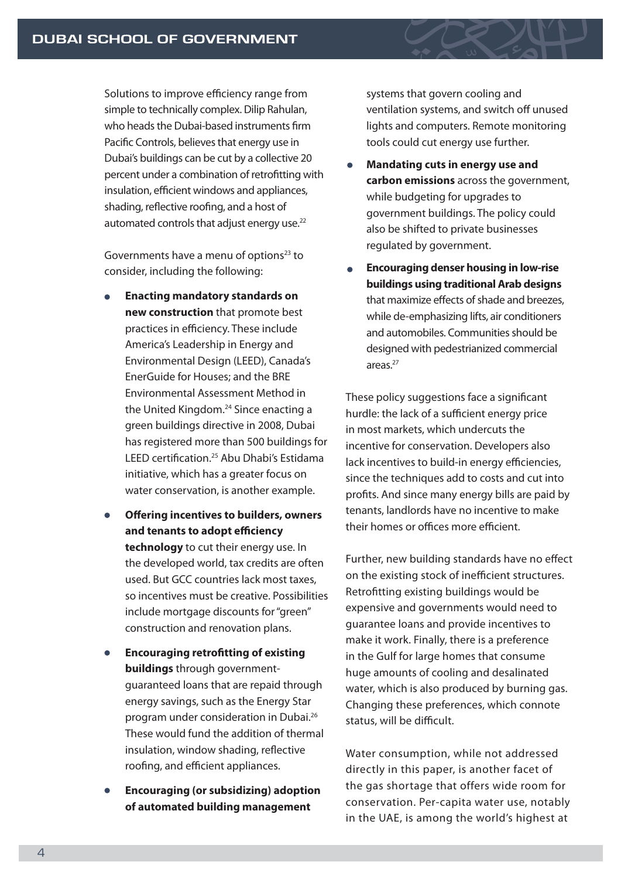Solutions to improve efficiency range from simple to technically complex. Dilip Rahulan, who heads the Dubai-based instruments firm Pacific Controls, believes that energy use in Dubai's buildings can be cut by a collective 20 percent under a combination of retrofitting with insulation, efficient windows and appliances, shading, reflective roofing, and a host of automated controls that adjust energy use.[22]

Governments have a menu of options[23] to consider, including the following:

- **Enacting mandatory standards on new construction** that promote best practices in efficiency. These include America's Leadership in Energy and Environmental Design (LEED), Canada's EnerGuide for Houses; and the BRE Environmental Assessment Method in the United Kingdom.[24] Since enacting a green buildings directive in 2008, Dubai has registered more than 500 buildings for LEED certification.[25] Abu Dhabi's Estidama initiative, which has a greater focus on water conservation, is another example.
- **Offering incentives to builders, owners and tenants to adopt efficiency technology** to cut their energy use. In the developed world, tax credits are often used. But GCC countries lack most taxes, so incentives must be creative. Possibilities include mortgage discounts for "green" construction and renovation plans.
- **Encouraging retrofitting of existing buildings** through government-guaranteed loans that are repaid through energy savings, such as the Energy Star program under consideration in Dubai.[26] These would fund the addition of thermal insulation, window shading, reflective roofing, and efficient appliances.
- **Encouraging (or subsidizing) adoption of automated building management** systems that govern cooling and ventilation systems, and switch off unused lights and computers. Remote monitoring tools could cut energy use further.
- **Mandating cuts in energy use and carbon emissions** across the government, while budgeting for upgrades to government buildings. The policy could also be shifted to private businesses regulated by government.
- **Encouraging denser housing in low-rise buildings using traditional Arab designs** that maximize effects of shade and breezes, while de-emphasizing lifts, air conditioners and automobiles. Communities should be designed with pedestrianized commercial areas.[27]

These policy suggestions face a significant hurdle: the lack of a sufficient energy price in most markets, which undercuts the incentive for conservation. Developers also lack incentives to build-in energy efficiencies, since the techniques add to costs and cut into profits. And since many energy bills are paid by tenants, landlords have no incentive to make their homes or offices more efficient.

Further, new building standards have no effect on the existing stock of inefficient structures. Retrofitting existing buildings would be expensive and governments would need to guarantee loans and provide incentives to make it work. Finally, there is a preference in the Gulf for large homes that consume huge amounts of cooling and desalinated water, which is also produced by burning gas. Changing these preferences, which connote status, will be difficult.

Water consumption, while not addressed directly in this paper, is another facet of the gas shortage that offers wide room for conservation. Per-capita water use, notably in the UAE, is among the world's highest at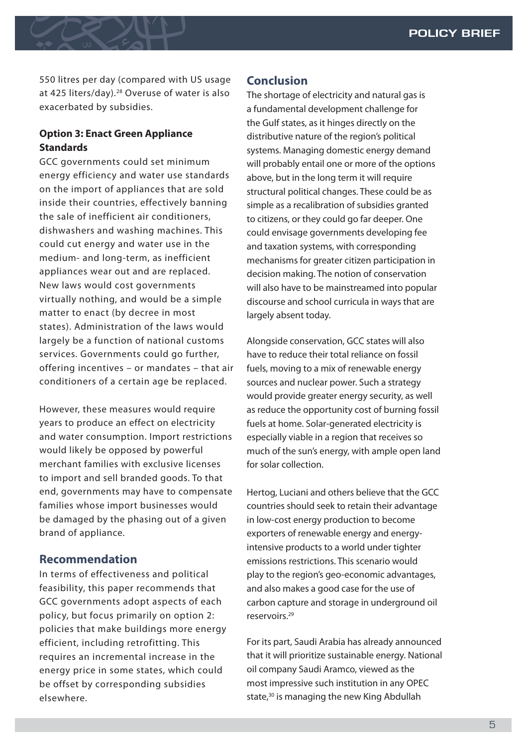550 litres per day (compared with US usage at 425 liters/day).[28] Overuse of water is also exacerbated by subsidies.

### Option 3: Enact Green Appliance Standards

GCC governments could set minimum energy efficiency and water use standards on the import of appliances that are sold inside their countries, effectively banning the sale of inefficient air conditioners, dishwashers and washing machines. This could cut energy and water use in the medium- and long-term, as inefficient appliances wear out and are replaced. New laws would cost governments virtually nothing, and would be a simple matter to enact (by decree in most states). Administration of the laws would largely be a function of national customs services. Governments could go further, offering incentives – or mandates – that air conditioners of a certain age be replaced.

However, these measures would require years to produce an effect on electricity and water consumption. Import restrictions would likely be opposed by powerful merchant families with exclusive licenses to import and sell branded goods. To that end, governments may have to compensate families whose import businesses would be damaged by the phasing out of a given brand of appliance.

## Recommendation

In terms of effectiveness and political feasibility, this paper recommends that GCC governments adopt aspects of each policy, but focus primarily on option 2: policies that make buildings more energy efficient, including retrofitting. This requires an incremental increase in the energy price in some states, which could be offset by corresponding subsidies elsewhere.

## Conclusion

The shortage of electricity and natural gas is a fundamental development challenge for the Gulf states, as it hinges directly on the distributive nature of the region's political systems. Managing domestic energy demand will probably entail one or more of the options above, but in the long term it will require structural political changes. These could be as simple as a recalibration of subsidies granted to citizens, or they could go far deeper. One could envisage governments developing fee and taxation systems, with corresponding mechanisms for greater citizen participation in decision making. The notion of conservation will also have to be mainstreamed into popular discourse and school curricula in ways that are largely absent today.

Alongside conservation, GCC states will also have to reduce their total reliance on fossil fuels, moving to a mix of renewable energy sources and nuclear power. Such a strategy would provide greater energy security, as well as reduce the opportunity cost of burning fossil fuels at home. Solar-generated electricity is especially viable in a region that receives so much of the sun's energy, with ample open land for solar collection.

Hertog, Luciani and others believe that the GCC countries should seek to retain their advantage in low-cost energy production to become exporters of renewable energy and energy-intensive products to a world under tighter emissions restrictions. This scenario would play to the region's geo-economic advantages, and also makes a good case for the use of carbon capture and storage in underground oil reservoirs.[29]

For its part, Saudi Arabia has already announced that it will prioritize sustainable energy. National oil company Saudi Aramco, viewed as the most impressive such institution in any OPEC state,[30] is managing the new King Abdullah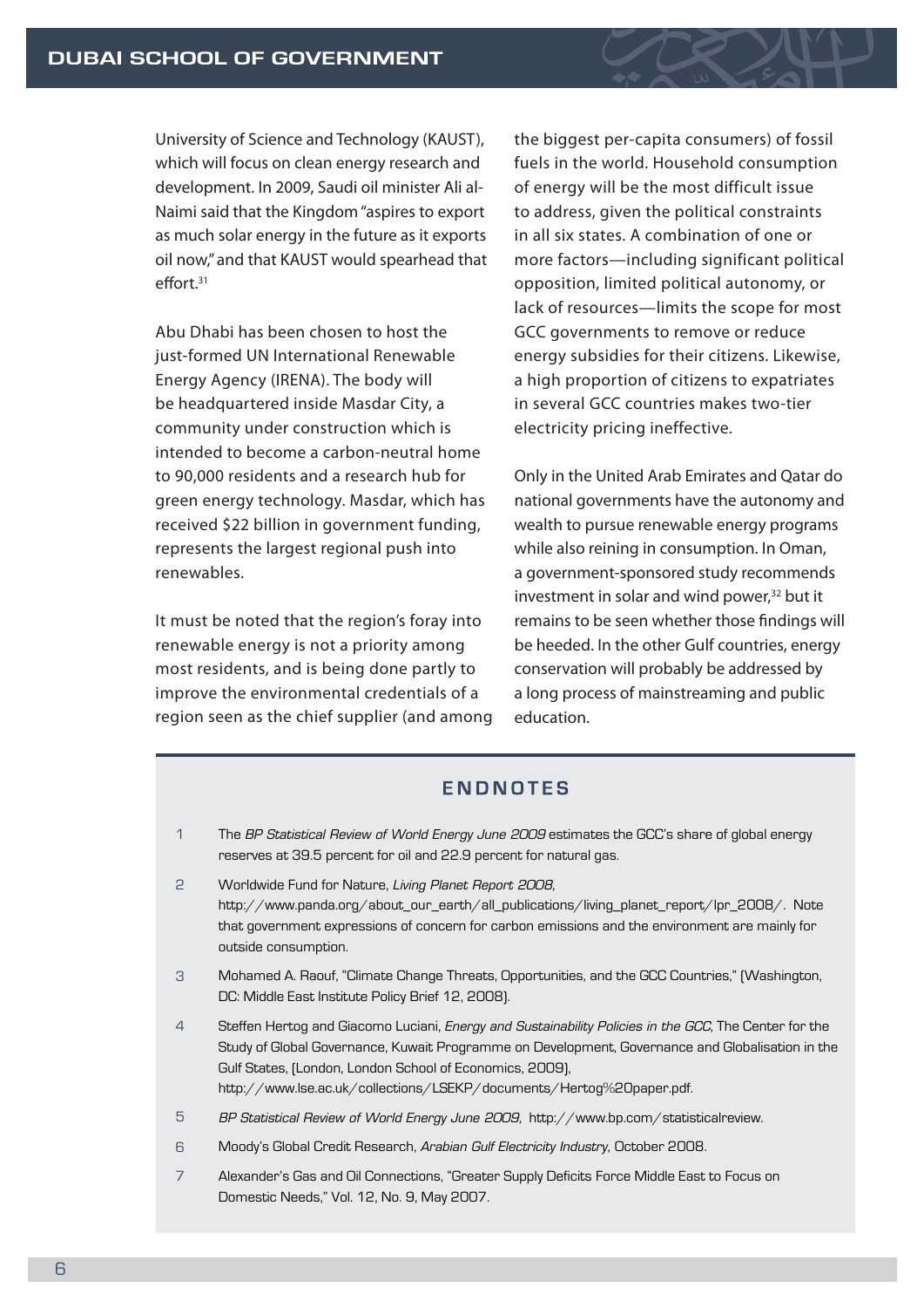University of Science and Technology (KAUST), which will focus on clean energy research and development. In 2009, Saudi oil minister Ali al-Naimi said that the Kingdom "aspires to export as much solar energy in the future as it exports oil now," and that KAUST would spearhead that effort.[31]

Abu Dhabi has been chosen to host the just-formed UN International Renewable Energy Agency (IRENA). The body will be headquartered inside Masdar City, a community under construction which is intended to become a carbon-neutral home to 90,000 residents and a research hub for green energy technology. Masdar, which has received $22 billion in government funding, represents the largest regional push into renewables.

It must be noted that the region's foray into renewable energy is not a priority among most residents, and is being done partly to improve the environmental credentials of a region seen as the chief supplier (and among the biggest per-capita consumers) of fossil fuels in the world. Household consumption of energy will be the most difficult issue to address, given the political constraints in all six states. A combination of one or more factors—including significant political opposition, limited political autonomy, or lack of resources—limits the scope for most GCC governments to remove or reduce energy subsidies for their citizens. Likewise, a high proportion of citizens to expatriates in several GCC countries makes two-tier electricity pricing ineffective.

Only in the United Arab Emirates and Qatar do national governments have the autonomy and wealth to pursue renewable energy programs while also reining in consumption. In Oman, a government-sponsored study recommends investment in solar and wind power,[32] but it remains to be seen whether those findings will be heeded. In the other Gulf countries, energy conservation will probably be addressed by a long process of mainstreaming and public education.

## ENDNOTES

1. The *BP Statistical Review of World Energy June 2009* estimates the GCC's share of global energy reserves at 39.5 percent for oil and 22.9 percent for natural gas.
2. Worldwide Fund for Nature, *Living Planet Report 2008*, http://www.panda.org/about_our_earth/all_publications/living_planet_report/lpr_2008/. Note that government expressions of concern for carbon emissions and the environment are mainly for outside consumption.
3. Mohamed A. Raouf, "Climate Change Threats, Opportunities, and the GCC Countries," (Washington, DC: Middle East Institute Policy Brief 12, 2008).
4. Steffen Hertog and Giacomo Luciani, *Energy and Sustainability Policies in the GCC*, The Center for the Study of Global Governance, Kuwait Programme on Development, Governance and Globalisation in the Gulf States, (London, London School of Economics, 2009), http://www.lse.ac.uk/collections/LSEKP/documents/Hertog%20paper.pdf.
5. *BP Statistical Review of World Energy June 2009*, http://www.bp.com/statisticalreview.
6. Moody's Global Credit Research, *Arabian Gulf Electricity Industry*, October 2008.
7. Alexander's Gas and Oil Connections, "Greater Supply Deficits Force Middle East to Focus on Domestic Needs," Vol. 12, No. 9, May 2007.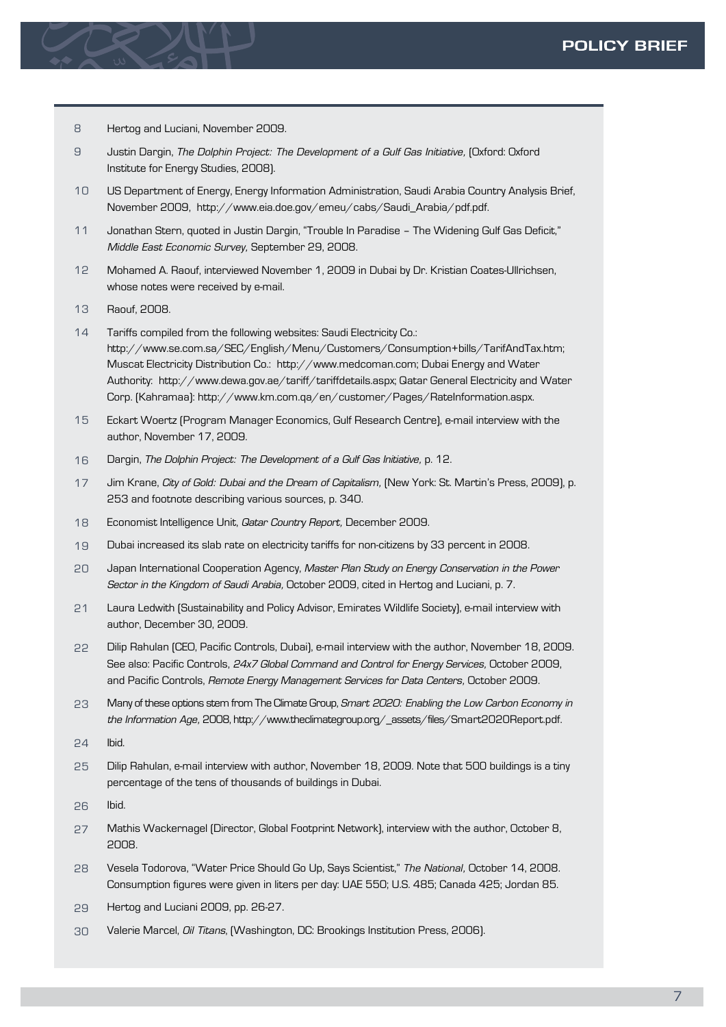8 Hertog and Luciani, November 2009.

9 Justin Dargin, *The Dolphin Project: The Development of a Gulf Gas Initiative,* (Oxford: Oxford Institute for Energy Studies, 2008).

10 US Department of Energy, Energy Information Administration, Saudi Arabia Country Analysis Brief, November 2009, http://www.eia.doe.gov/emeu/cabs/Saudi_Arabia/pdf.pdf.

11 Jonathan Stern, quoted in Justin Dargin, "Trouble In Paradise – The Widening Gulf Gas Deficit," *Middle East Economic Survey,* September 29, 2008.

12 Mohamed A. Raouf, interviewed November 1, 2009 in Dubai by Dr. Kristian Coates-Ullrichsen, whose notes were received by e-mail.

13 Raouf, 2008.

14 Tariffs compiled from the following websites: Saudi Electricity Co.: http://www.se.com.sa/SEC/English/Menu/Customers/Consumption+bills/TarifAndTax.htm; Muscat Electricity Distribution Co.: http://www.medcoman.com; Dubai Energy and Water Authority: http://www.dewa.gov.ae/tariff/tariffdetails.aspx; Qatar General Electricity and Water Corp. (Kahramaa): http://www.km.com.qa/en/customer/Pages/RateInformation.aspx.

15 Eckart Woertz (Program Manager Economics, Gulf Research Centre), e-mail interview with the author, November 17, 2009.

16 Dargin, *The Dolphin Project: The Development of a Gulf Gas Initiative,* p. 12.

17 Jim Krane, *City of Gold: Dubai and the Dream of Capitalism,* (New York: St. Martin's Press, 2009), p. 253 and footnote describing various sources, p. 340.

18 Economist Intelligence Unit, *Qatar Country Report,* December 2009.

19 Dubai increased its slab rate on electricity tariffs for non-citizens by 33 percent in 2008.

20 Japan International Cooperation Agency, *Master Plan Study on Energy Conservation in the Power Sector in the Kingdom of Saudi Arabia,* October 2009, cited in Hertog and Luciani, p. 7.

21 Laura Ledwith (Sustainability and Policy Advisor, Emirates Wildlife Society), e-mail interview with author, December 30, 2009.

22 Dilip Rahulan (CEO, Pacific Controls, Dubai), e-mail interview with the author, November 18, 2009. See also: Pacific Controls, *24x7 Global Command and Control for Energy Services,* October 2009, and Pacific Controls, *Remote Energy Management Services for Data Centers,* October 2009.

23 Many of these options stem from The Climate Group, *Smart 2020: Enabling the Low Carbon Economy in the Information Age,* 2008, http://www.theclimategroup.org/_assets/files/Smart2020Report.pdf.

24 Ibid.

25 Dilip Rahulan, e-mail interview with author, November 18, 2009. Note that 500 buildings is a tiny percentage of the tens of thousands of buildings in Dubai.

26 Ibid.

27 Mathis Wackernagel (Director, Global Footprint Network), interview with the author, October 8, 2008.

28 Vesela Todorova, "Water Price Should Go Up, Says Scientist," *The National,* October 14, 2008. Consumption figures were given in liters per day: UAE 550; U.S. 485; Canada 425; Jordan 85.

29 Hertog and Luciani 2009, pp. 26-27.

30 Valerie Marcel, *Oil Titans,* (Washington, DC: Brookings Institution Press, 2006).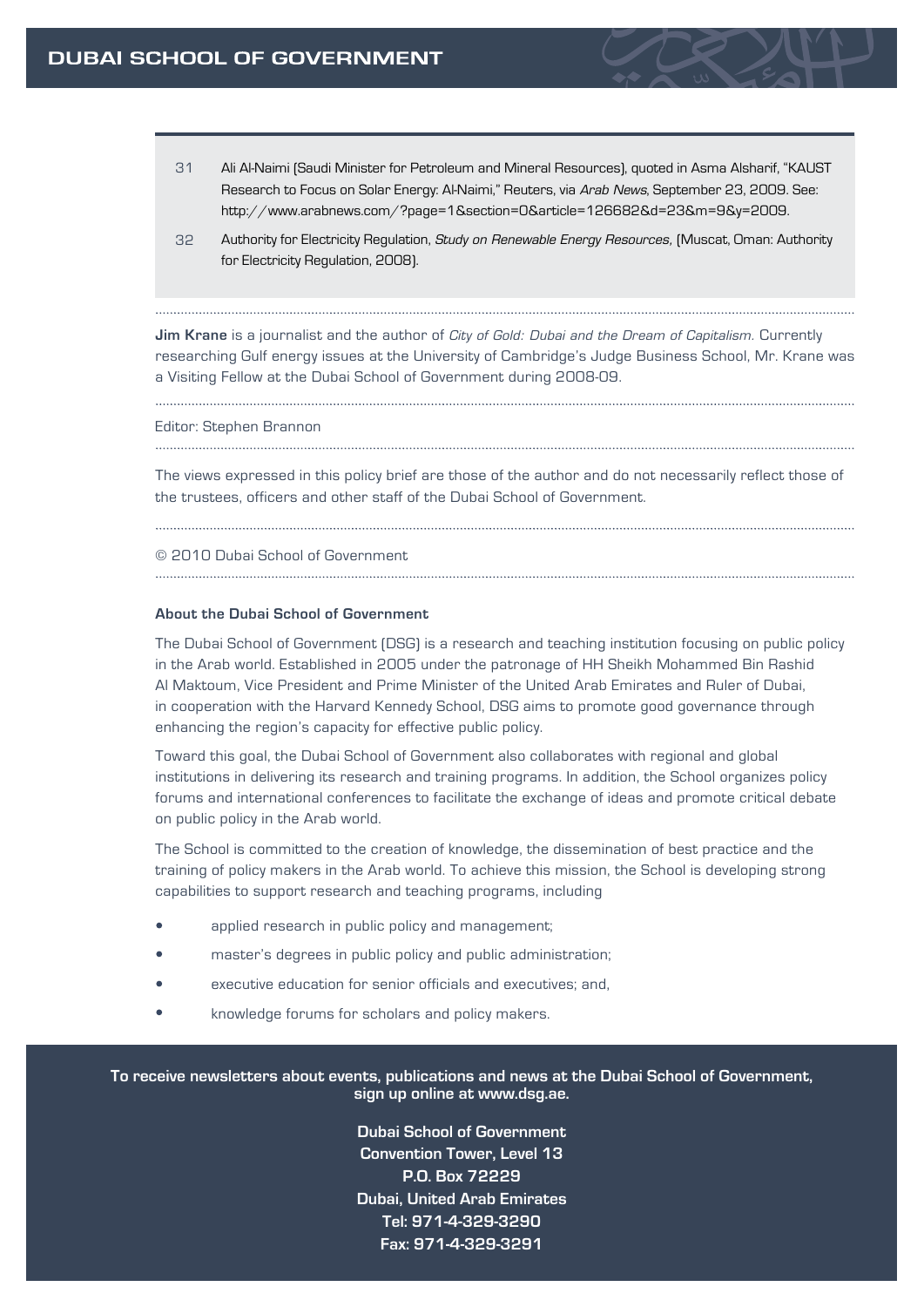31 Ali Al-Naimi (Saudi Minister for Petroleum and Mineral Resources), quoted in Asma Alsharif, "KAUST Research to Focus on Solar Energy: Al-Naimi," Reuters, via *Arab News*, September 23, 2009. See: http://www.arabnews.com/?page=1&section=0&article=126682&d=23&m=9&y=2009.

32 Authority for Electricity Regulation, *Study on Renewable Energy Resources*, (Muscat, Oman: Authority for Electricity Regulation, 2008).

---

**Jim Krane** is a journalist and the author of *City of Gold: Dubai and the Dream of Capitalism*. Currently researching Gulf energy issues at the University of Cambridge's Judge Business School, Mr. Krane was a Visiting Fellow at the Dubai School of Government during 2008-09.

---

Editor: Stephen Brannon

---

The views expressed in this policy brief are those of the author and do not necessarily reflect those of the trustees, officers and other staff of the Dubai School of Government.

---

© 2010 Dubai School of Government

---

**About the Dubai School of Government**

The Dubai School of Government (DSG) is a research and teaching institution focusing on public policy in the Arab world. Established in 2005 under the patronage of HH Sheikh Mohammed Bin Rashid Al Maktoum, Vice President and Prime Minister of the United Arab Emirates and Ruler of Dubai, in cooperation with the Harvard Kennedy School, DSG aims to promote good governance through enhancing the region's capacity for effective public policy.

Toward this goal, the Dubai School of Government also collaborates with regional and global institutions in delivering its research and training programs. In addition, the School organizes policy forums and international conferences to facilitate the exchange of ideas and promote critical debate on public policy in the Arab world.

The School is committed to the creation of knowledge, the dissemination of best practice and the training of policy makers in the Arab world. To achieve this mission, the School is developing strong capabilities to support research and teaching programs, including

- applied research in public policy and management;
- master's degrees in public policy and public administration;
- executive education for senior officials and executives; and,
- knowledge forums for scholars and policy makers.

**To receive newsletters about events, publications and news at the Dubai School of Government, sign up online at www.dsg.ae.**

**Dubai School of Government**
**Convention Tower, Level 13**
**P.O. Box 72229**
**Dubai, United Arab Emirates**
**Tel: 971-4-329-3290**
**Fax: 971-4-329-3291**